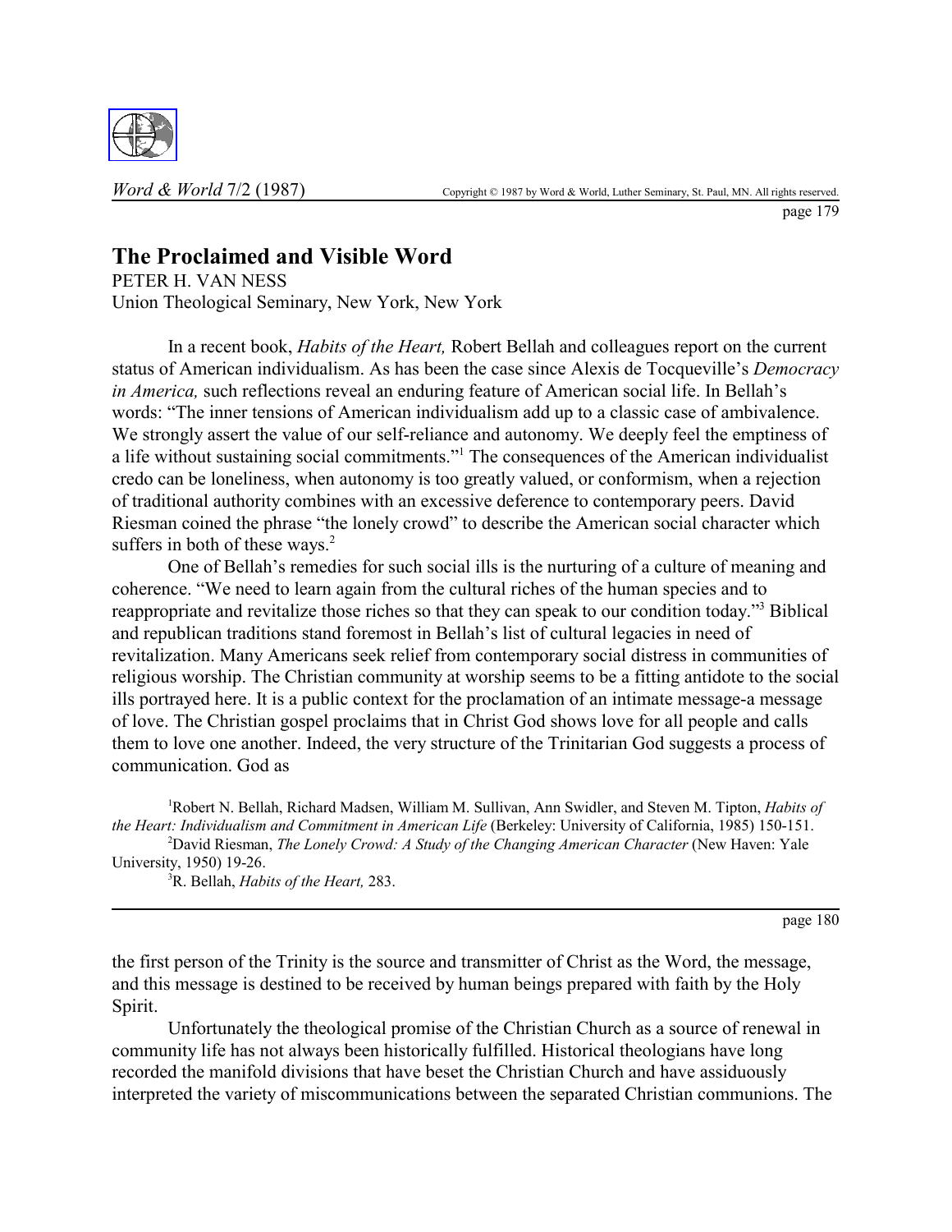# The Proclaimed and Visible Word

PETER H. VAN NESS
Union Theological Seminary, New York, New York

In a recent book, *Habits of the Heart,* Robert Bellah and colleagues report on the current status of American individualism. As has been the case since Alexis de Tocqueville's *Democracy in America,* such reflections reveal an enduring feature of American social life. In Bellah's words: "The inner tensions of American individualism add up to a classic case of ambivalence. We strongly assert the value of our self-reliance and autonomy. We deeply feel the emptiness of a life without sustaining social commitments."[1] The consequences of the American individualist credo can be loneliness, when autonomy is too greatly valued, or conformism, when a rejection of traditional authority combines with an excessive deference to contemporary peers. David Riesman coined the phrase "the lonely crowd" to describe the American social character which suffers in both of these ways.[2]

One of Bellah's remedies for such social ills is the nurturing of a culture of meaning and coherence. "We need to learn again from the cultural riches of the human species and to reappropriate and revitalize those riches so that they can speak to our condition today."[3] Biblical and republican traditions stand foremost in Bellah's list of cultural legacies in need of revitalization. Many Americans seek relief from contemporary social distress in communities of religious worship. The Christian community at worship seems to be a fitting antidote to the social ills portrayed here. It is a public context for the proclamation of an intimate message-a message of love. The Christian gospel proclaims that in Christ God shows love for all people and calls them to love one another. Indeed, the very structure of the Trinitarian God suggests a process of communication. God as the first person of the Trinity is the source and transmitter of Christ as the Word, the message, and this message is destined to be received by human beings prepared with faith by the Holy Spirit.

Unfortunately the theological promise of the Christian Church as a source of renewal in community life has not always been historically fulfilled. Historical theologians have long recorded the manifold divisions that have beset the Christian Church and have assiduously interpreted the variety of miscommunications between the separated Christian communions. The

[1] Robert N. Bellah, Richard Madsen, William M. Sullivan, Ann Swidler, and Steven M. Tipton, *Habits of the Heart: Individualism and Commitment in American Life* (Berkeley: University of California, 1985) 150-151.

[2] David Riesman, *The Lonely Crowd: A Study of the Changing American Character* (New Haven: Yale University, 1950) 19-26.

[3] R. Bellah, *Habits of the Heart,* 283.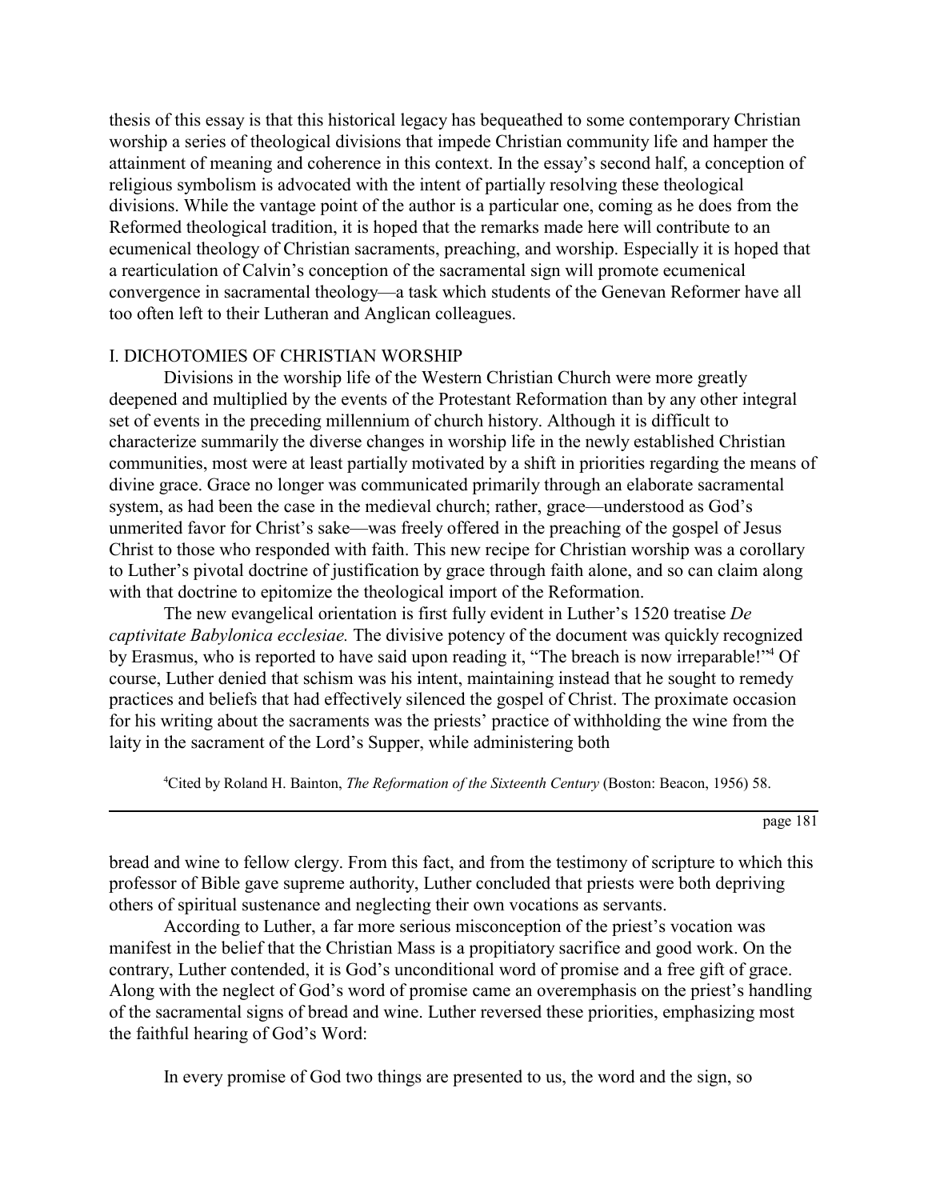thesis of this essay is that this historical legacy has bequeathed to some contemporary Christian worship a series of theological divisions that impede Christian community life and hamper the attainment of meaning and coherence in this context. In the essay's second half, a conception of religious symbolism is advocated with the intent of partially resolving these theological divisions. While the vantage point of the author is a particular one, coming as he does from the Reformed theological tradition, it is hoped that the remarks made here will contribute to an ecumenical theology of Christian sacraments, preaching, and worship. Especially it is hoped that a rearticulation of Calvin's conception of the sacramental sign will promote ecumenical convergence in sacramental theology—a task which students of the Genevan Reformer have all too often left to their Lutheran and Anglican colleagues.

## I. DICHOTOMIES OF CHRISTIAN WORSHIP

Divisions in the worship life of the Western Christian Church were more greatly deepened and multiplied by the events of the Protestant Reformation than by any other integral set of events in the preceding millennium of church history. Although it is difficult to characterize summarily the diverse changes in worship life in the newly established Christian communities, most were at least partially motivated by a shift in priorities regarding the means of divine grace. Grace no longer was communicated primarily through an elaborate sacramental system, as had been the case in the medieval church; rather, grace—understood as God's unmerited favor for Christ's sake—was freely offered in the preaching of the gospel of Jesus Christ to those who responded with faith. This new recipe for Christian worship was a corollary to Luther's pivotal doctrine of justification by grace through faith alone, and so can claim along with that doctrine to epitomize the theological import of the Reformation.

The new evangelical orientation is first fully evident in Luther's 1520 treatise *De captivitate Babylonica ecclesiae.* The divisive potency of the document was quickly recognized by Erasmus, who is reported to have said upon reading it, "The breach is now irreparable!"[4] Of course, Luther denied that schism was his intent, maintaining instead that he sought to remedy practices and beliefs that had effectively silenced the gospel of Christ. The proximate occasion for his writing about the sacraments was the priests' practice of withholding the wine from the laity in the sacrament of the Lord's Supper, while administering both bread and wine to fellow clergy. From this fact, and from the testimony of scripture to which this professor of Bible gave supreme authority, Luther concluded that priests were both depriving others of spiritual sustenance and neglecting their own vocations as servants.

According to Luther, a far more serious misconception of the priest's vocation was manifest in the belief that the Christian Mass is a propitiatory sacrifice and good work. On the contrary, Luther contended, it is God's unconditional word of promise and a free gift of grace. Along with the neglect of God's word of promise came an overemphasis on the priest's handling of the sacramental signs of bread and wine. Luther reversed these priorities, emphasizing most the faithful hearing of God's Word:

> In every promise of God two things are presented to us, the word and the sign, so

[4] Cited by Roland H. Bainton, *The Reformation of the Sixteenth Century* (Boston: Beacon, 1956) 58.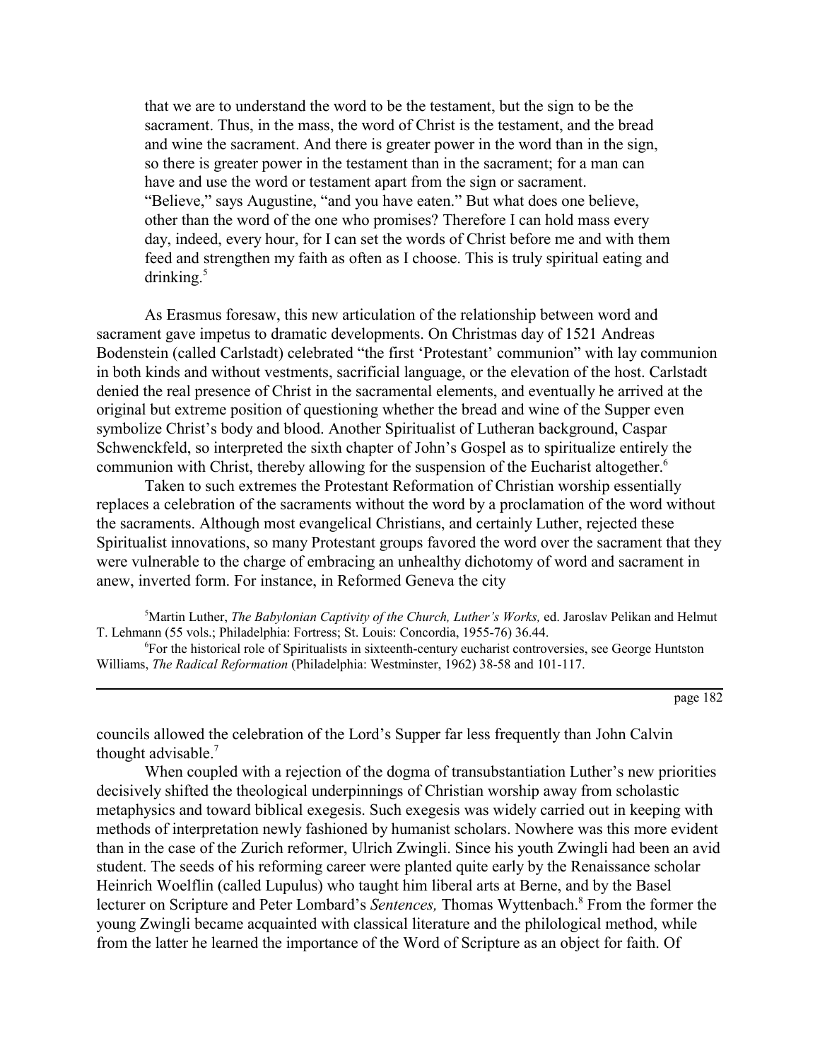> that we are to understand the word to be the testament, but the sign to be the sacrament. Thus, in the mass, the word of Christ is the testament, and the bread and wine the sacrament. And there is greater power in the word than in the sign, so there is greater power in the testament than in the sacrament; for a man can have and use the word or testament apart from the sign or sacrament. "Believe," says Augustine, "and you have eaten." But what does one believe, other than the word of the one who promises? Therefore I can hold mass every day, indeed, every hour, for I can set the words of Christ before me and with them feed and strengthen my faith as often as I choose. This is truly spiritual eating and drinking.[5]

As Erasmus foresaw, this new articulation of the relationship between word and sacrament gave impetus to dramatic developments. On Christmas day of 1521 Andreas Bodenstein (called Carlstadt) celebrated "the first 'Protestant' communion" with lay communion in both kinds and without vestments, sacrificial language, or the elevation of the host. Carlstadt denied the real presence of Christ in the sacramental elements, and eventually he arrived at the original but extreme position of questioning whether the bread and wine of the Supper even symbolize Christ's body and blood. Another Spiritualist of Lutheran background, Caspar Schwenckfeld, so interpreted the sixth chapter of John's Gospel as to spiritualize entirely the communion with Christ, thereby allowing for the suspension of the Eucharist altogether.[6]

Taken to such extremes the Protestant Reformation of Christian worship essentially replaces a celebration of the sacraments without the word by a proclamation of the word without the sacraments. Although most evangelical Christians, and certainly Luther, rejected these Spiritualist innovations, so many Protestant groups favored the word over the sacrament that they were vulnerable to the charge of embracing an unhealthy dichotomy of word and sacrament in anew, inverted form. For instance, in Reformed Geneva the city councils allowed the celebration of the Lord's Supper far less frequently than John Calvin thought advisable.[7]

When coupled with a rejection of the dogma of transubstantiation Luther's new priorities decisively shifted the theological underpinnings of Christian worship away from scholastic metaphysics and toward biblical exegesis. Such exegesis was widely carried out in keeping with methods of interpretation newly fashioned by humanist scholars. Nowhere was this more evident than in the case of the Zurich reformer, Ulrich Zwingli. Since his youth Zwingli had been an avid student. The seeds of his reforming career were planted quite early by the Renaissance scholar Heinrich Woelflin (called Lupulus) who taught him liberal arts at Berne, and by the Basel lecturer on Scripture and Peter Lombard's *Sentences,* Thomas Wyttenbach.[8] From the former the young Zwingli became acquainted with classical literature and the philological method, while from the latter he learned the importance of the Word of Scripture as an object for faith. Of

---

[5] Martin Luther, *The Babylonian Captivity of the Church, Luther's Works,* ed. Jaroslav Pelikan and Helmut T. Lehmann (55 vols.; Philadelphia: Fortress; St. Louis: Concordia, 1955-76) 36.44.

[6] For the historical role of Spiritualists in sixteenth-century eucharist controversies, see George Huntston Williams, *The Radical Reformation* (Philadelphia: Westminster, 1962) 38-58 and 101-117.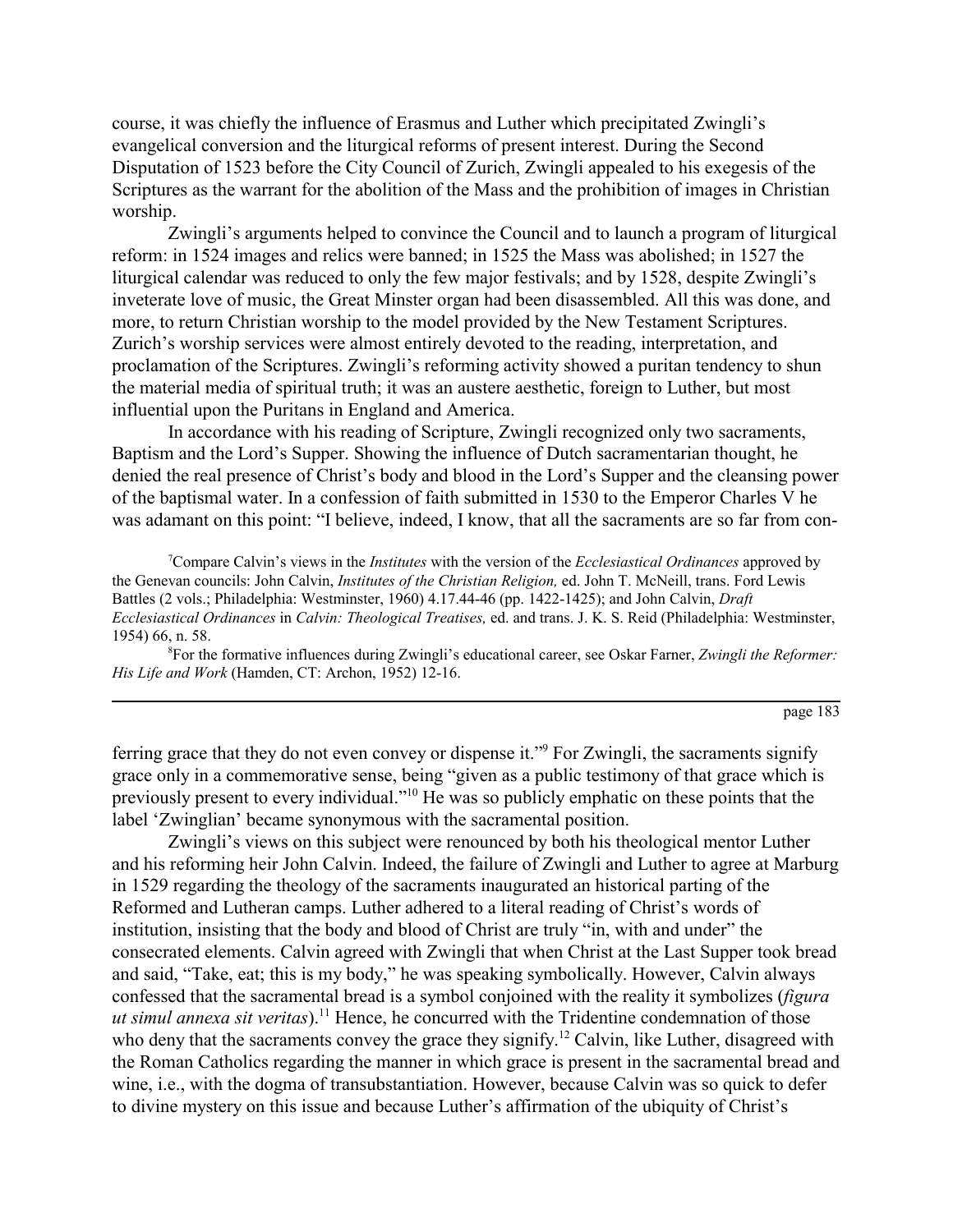course, it was chiefly the influence of Erasmus and Luther which precipitated Zwingli's evangelical conversion and the liturgical reforms of present interest. During the Second Disputation of 1523 before the City Council of Zurich, Zwingli appealed to his exegesis of the Scriptures as the warrant for the abolition of the Mass and the prohibition of images in Christian worship.

Zwingli's arguments helped to convince the Council and to launch a program of liturgical reform: in 1524 images and relics were banned; in 1525 the Mass was abolished; in 1527 the liturgical calendar was reduced to only the few major festivals; and by 1528, despite Zwingli's inveterate love of music, the Great Minster organ had been disassembled. All this was done, and more, to return Christian worship to the model provided by the New Testament Scriptures. Zurich's worship services were almost entirely devoted to the reading, interpretation, and proclamation of the Scriptures. Zwingli's reforming activity showed a puritan tendency to shun the material media of spiritual truth; it was an austere aesthetic, foreign to Luther, but most influential upon the Puritans in England and America.

In accordance with his reading of Scripture, Zwingli recognized only two sacraments, Baptism and the Lord's Supper. Showing the influence of Dutch sacramentarian thought, he denied the real presence of Christ's body and blood in the Lord's Supper and the cleansing power of the baptismal water. In a confession of faith submitted in 1530 to the Emperor Charles V he was adamant on this point: "I believe, indeed, I know, that all the sacraments are so far from conferring grace that they do not even convey or dispense it."[9] For Zwingli, the sacraments signify grace only in a commemorative sense, being "given as a public testimony of that grace which is previously present to every individual."[10] He was so publicly emphatic on these points that the label 'Zwinglian' became synonymous with the sacramental position.

Zwingli's views on this subject were renounced by both his theological mentor Luther and his reforming heir John Calvin. Indeed, the failure of Zwingli and Luther to agree at Marburg in 1529 regarding the theology of the sacraments inaugurated an historical parting of the Reformed and Lutheran camps. Luther adhered to a literal reading of Christ's words of institution, insisting that the body and blood of Christ are truly "in, with and under" the consecrated elements. Calvin agreed with Zwingli that when Christ at the Last Supper took bread and said, "Take, eat; this is my body," he was speaking symbolically. However, Calvin always confessed that the sacramental bread is a symbol conjoined with the reality it symbolizes (*figura ut simul annexa sit veritas*).[11] Hence, he concurred with the Tridentine condemnation of those who deny that the sacraments convey the grace they signify.[12] Calvin, like Luther, disagreed with the Roman Catholics regarding the manner in which grace is present in the sacramental bread and wine, i.e., with the dogma of transubstantiation. However, because Calvin was so quick to defer to divine mystery on this issue and because Luther's affirmation of the ubiquity of Christ's

---

[7] Compare Calvin's views in the *Institutes* with the version of the *Ecclesiastical Ordinances* approved by the Genevan councils: John Calvin, *Institutes of the Christian Religion,* ed. John T. McNeill, trans. Ford Lewis Battles (2 vols.; Philadelphia: Westminster, 1960) 4.17.44-46 (pp. 1422-1425); and John Calvin, *Draft Ecclesiastical Ordinances* in *Calvin: Theological Treatises,* ed. and trans. J. K. S. Reid (Philadelphia: Westminster, 1954) 66, n. 58.

[8] For the formative influences during Zwingli's educational career, see Oskar Farner, *Zwingli the Reformer: His Life and Work* (Hamden, CT: Archon, 1952) 12-16.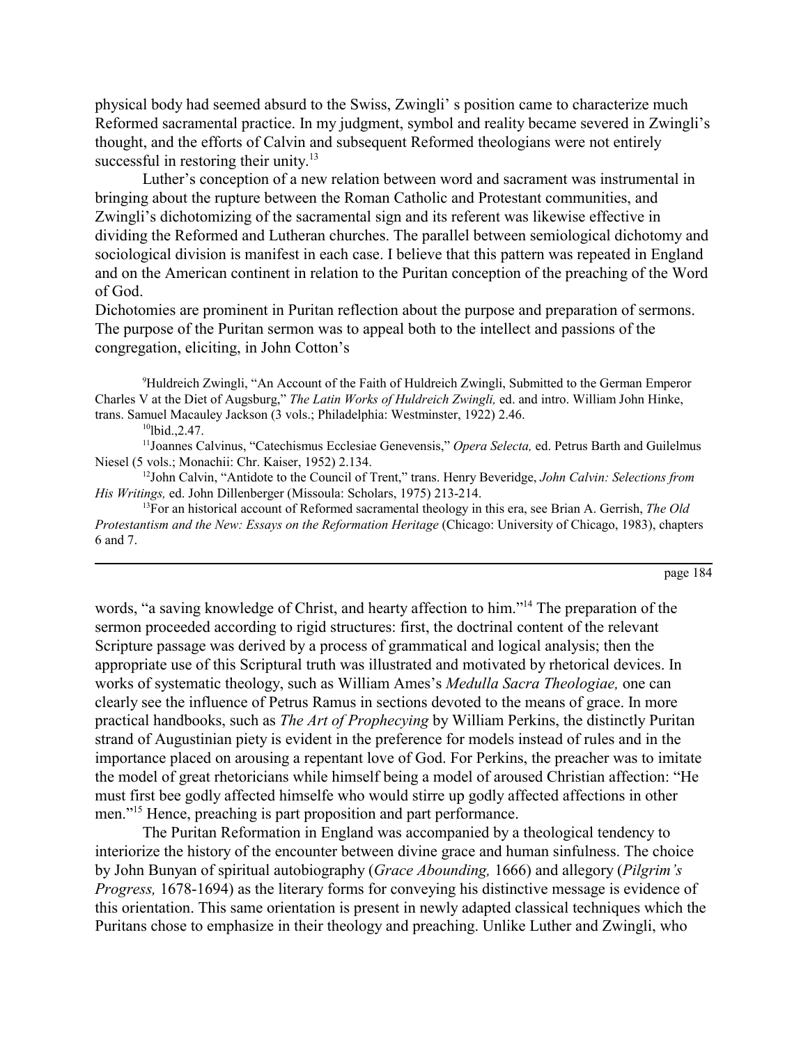physical body had seemed absurd to the Swiss, Zwingli' s position came to characterize much Reformed sacramental practice. In my judgment, symbol and reality became severed in Zwingli's thought, and the efforts of Calvin and subsequent Reformed theologians were not entirely successful in restoring their unity.[13]

Luther's conception of a new relation between word and sacrament was instrumental in bringing about the rupture between the Roman Catholic and Protestant communities, and Zwingli's dichotomizing of the sacramental sign and its referent was likewise effective in dividing the Reformed and Lutheran churches. The parallel between semiological dichotomy and sociological division is manifest in each case. I believe that this pattern was repeated in England and on the American continent in relation to the Puritan conception of the preaching of the Word of God.

Dichotomies are prominent in Puritan reflection about the purpose and preparation of sermons. The purpose of the Puritan sermon was to appeal both to the intellect and passions of the congregation, eliciting, in John Cotton's

[9]Huldreich Zwingli, "An Account of the Faith of Huldreich Zwingli, Submitted to the German Emperor Charles V at the Diet of Augsburg," *The Latin Works of Huldreich Zwingli,* ed. and intro. William John Hinke, trans. Samuel Macauley Jackson (3 vols.; Philadelphia: Westminster, 1922) 2.46.

[10]Ibid.,2.47.

[11]Joannes Calvinus, "Catechismus Ecclesiae Genevensis," *Opera Selecta,* ed. Petrus Barth and Guilelmus Niesel (5 vols.; Monachii: Chr. Kaiser, 1952) 2.134.

[12]John Calvin, "Antidote to the Council of Trent," trans. Henry Beveridge, *John Calvin: Selections from His Writings,* ed. John Dillenberger (Missoula: Scholars, 1975) 213-214.

[13]For an historical account of Reformed sacramental theology in this era, see Brian A. Gerrish, *The Old Protestantism and the New: Essays on the Reformation Heritage* (Chicago: University of Chicago, 1983), chapters 6 and 7.

---

words, "a saving knowledge of Christ, and hearty affection to him."[14] The preparation of the sermon proceeded according to rigid structures: first, the doctrinal content of the relevant Scripture passage was derived by a process of grammatical and logical analysis; then the appropriate use of this Scriptural truth was illustrated and motivated by rhetorical devices. In works of systematic theology, such as William Ames's *Medulla Sacra Theologiae,* one can clearly see the influence of Petrus Ramus in sections devoted to the means of grace. In more practical handbooks, such as *The Art of Prophecying* by William Perkins, the distinctly Puritan strand of Augustinian piety is evident in the preference for models instead of rules and in the importance placed on arousing a repentant love of God. For Perkins, the preacher was to imitate the model of great rhetoricians while himself being a model of aroused Christian affection: "He must first bee godly affected himselfe who would stirre up godly affected affections in other men."[15] Hence, preaching is part proposition and part performance.

The Puritan Reformation in England was accompanied by a theological tendency to interiorize the history of the encounter between divine grace and human sinfulness. The choice by John Bunyan of spiritual autobiography (*Grace Abounding,* 1666) and allegory (*Pilgrim's Progress,* 1678-1694) as the literary forms for conveying his distinctive message is evidence of this orientation. This same orientation is present in newly adapted classical techniques which the Puritans chose to emphasize in their theology and preaching. Unlike Luther and Zwingli, who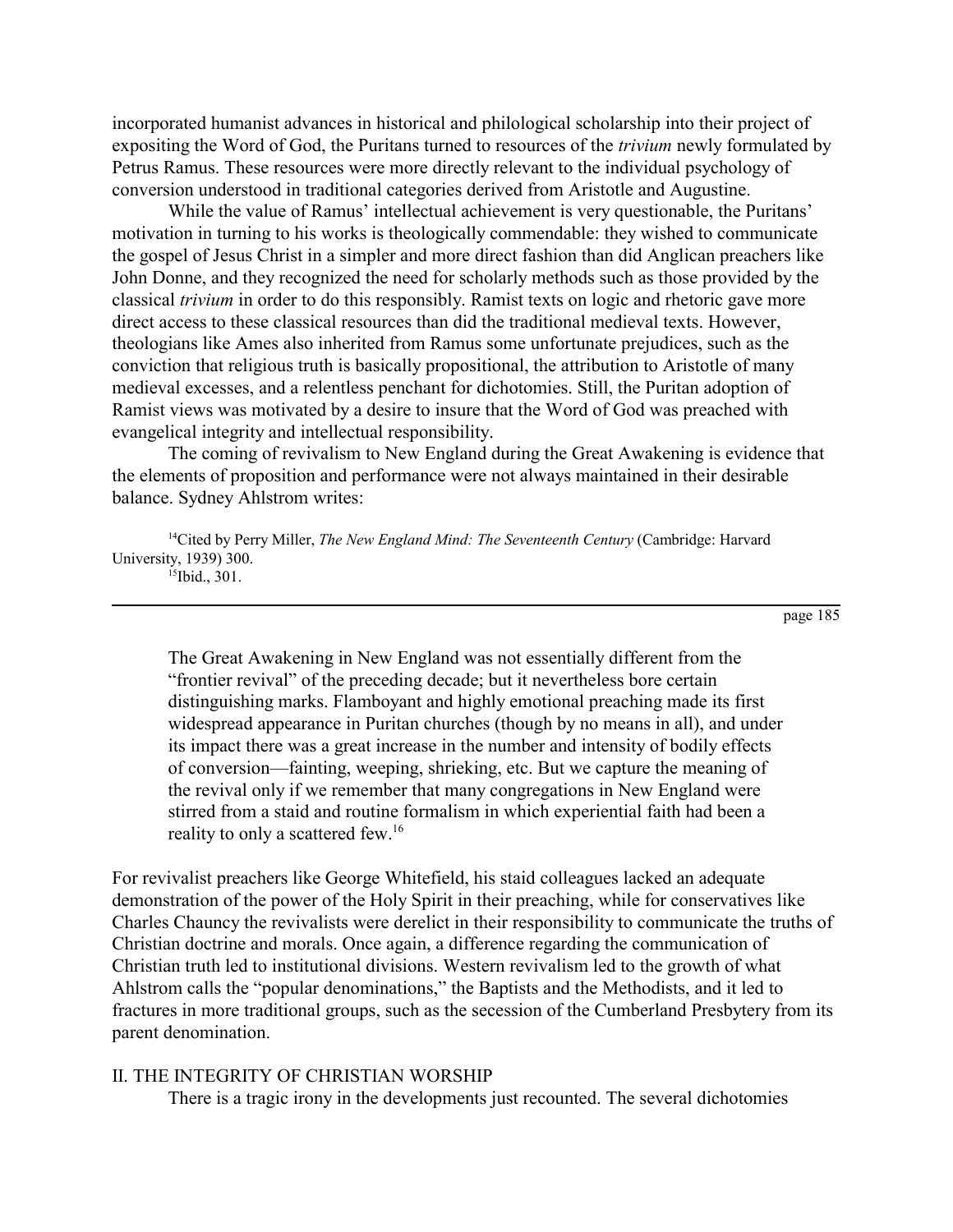incorporated humanist advances in historical and philological scholarship into their project of expositing the Word of God, the Puritans turned to resources of the *trivium* newly formulated by Petrus Ramus. These resources were more directly relevant to the individual psychology of conversion understood in traditional categories derived from Aristotle and Augustine.

While the value of Ramus' intellectual achievement is very questionable, the Puritans' motivation in turning to his works is theologically commendable: they wished to communicate the gospel of Jesus Christ in a simpler and more direct fashion than did Anglican preachers like John Donne, and they recognized the need for scholarly methods such as those provided by the classical *trivium* in order to do this responsibly. Ramist texts on logic and rhetoric gave more direct access to these classical resources than did the traditional medieval texts. However, theologians like Ames also inherited from Ramus some unfortunate prejudices, such as the conviction that religious truth is basically propositional, the attribution to Aristotle of many medieval excesses, and a relentless penchant for dichotomies. Still, the Puritan adoption of Ramist views was motivated by a desire to insure that the Word of God was preached with evangelical integrity and intellectual responsibility.

The coming of revivalism to New England during the Great Awakening is evidence that the elements of proposition and performance were not always maintained in their desirable balance. Sydney Ahlstrom writes:

[14]Cited by Perry Miller, *The New England Mind: The Seventeenth Century* (Cambridge: Harvard University, 1939) 300.

[15]Ibid., 301.

> The Great Awakening in New England was not essentially different from the "frontier revival" of the preceding decade; but it nevertheless bore certain distinguishing marks. Flamboyant and highly emotional preaching made its first widespread appearance in Puritan churches (though by no means in all), and under its impact there was a great increase in the number and intensity of bodily effects of conversion—fainting, weeping, shrieking, etc. But we capture the meaning of the revival only if we remember that many congregations in New England were stirred from a staid and routine formalism in which experiential faith had been a reality to only a scattered few.[16]

For revivalist preachers like George Whitefield, his staid colleagues lacked an adequate demonstration of the power of the Holy Spirit in their preaching, while for conservatives like Charles Chauncy the revivalists were derelict in their responsibility to communicate the truths of Christian doctrine and morals. Once again, a difference regarding the communication of Christian truth led to institutional divisions. Western revivalism led to the growth of what Ahlstrom calls the "popular denominations," the Baptists and the Methodists, and it led to fractures in more traditional groups, such as the secession of the Cumberland Presbytery from its parent denomination.

## II. THE INTEGRITY OF CHRISTIAN WORSHIP

There is a tragic irony in the developments just recounted. The several dichotomies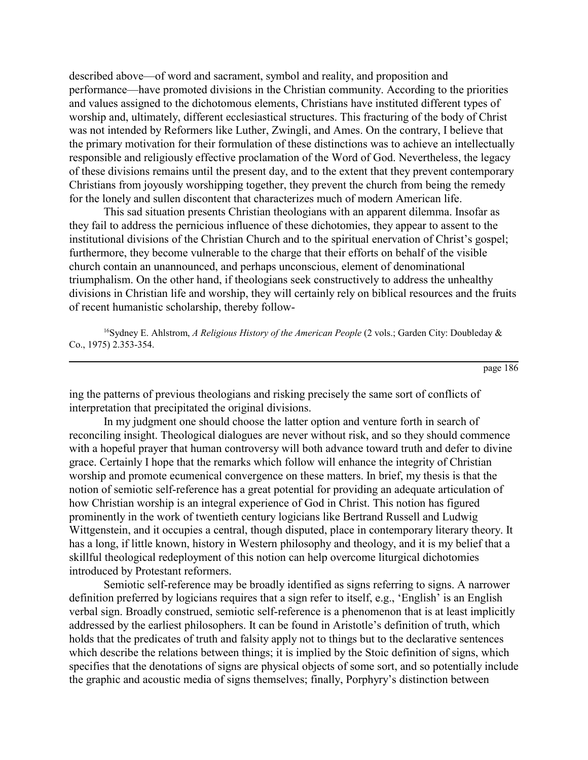described above—of word and sacrament, symbol and reality, and proposition and performance—have promoted divisions in the Christian community. According to the priorities and values assigned to the dichotomous elements, Christians have instituted different types of worship and, ultimately, different ecclesiastical structures. This fracturing of the body of Christ was not intended by Reformers like Luther, Zwingli, and Ames. On the contrary, I believe that the primary motivation for their formulation of these distinctions was to achieve an intellectually responsible and religiously effective proclamation of the Word of God. Nevertheless, the legacy of these divisions remains until the present day, and to the extent that they prevent contemporary Christians from joyously worshipping together, they prevent the church from being the remedy for the lonely and sullen discontent that characterizes much of modern American life.

This sad situation presents Christian theologians with an apparent dilemma. Insofar as they fail to address the pernicious influence of these dichotomies, they appear to assent to the institutional divisions of the Christian Church and to the spiritual enervation of Christ's gospel; furthermore, they become vulnerable to the charge that their efforts on behalf of the visible church contain an unannounced, and perhaps unconscious, element of denominational triumphalism. On the other hand, if theologians seek constructively to address the unhealthy divisions in Christian life and worship, they will certainly rely on biblical resources and the fruits of recent humanistic scholarship, thereby following the patterns of previous theologians and risking precisely the same sort of conflicts of interpretation that precipitated the original divisions.

[16]Sydney E. Ahlstrom, *A Religious History of the American People* (2 vols.; Garden City: Doubleday & Co., 1975) 2.353-354.

In my judgment one should choose the latter option and venture forth in search of reconciling insight. Theological dialogues are never without risk, and so they should commence with a hopeful prayer that human controversy will both advance toward truth and defer to divine grace. Certainly I hope that the remarks which follow will enhance the integrity of Christian worship and promote ecumenical convergence on these matters. In brief, my thesis is that the notion of semiotic self-reference has a great potential for providing an adequate articulation of how Christian worship is an integral experience of God in Christ. This notion has figured prominently in the work of twentieth century logicians like Bertrand Russell and Ludwig Wittgenstein, and it occupies a central, though disputed, place in contemporary literary theory. It has a long, if little known, history in Western philosophy and theology, and it is my belief that a skillful theological redeployment of this notion can help overcome liturgical dichotomies introduced by Protestant reformers.

Semiotic self-reference may be broadly identified as signs referring to signs. A narrower definition preferred by logicians requires that a sign refer to itself, e.g., 'English' is an English verbal sign. Broadly construed, semiotic self-reference is a phenomenon that is at least implicitly addressed by the earliest philosophers. It can be found in Aristotle's definition of truth, which holds that the predicates of truth and falsity apply not to things but to the declarative sentences which describe the relations between things; it is implied by the Stoic definition of signs, which specifies that the denotations of signs are physical objects of some sort, and so potentially include the graphic and acoustic media of signs themselves; finally, Porphyry's distinction between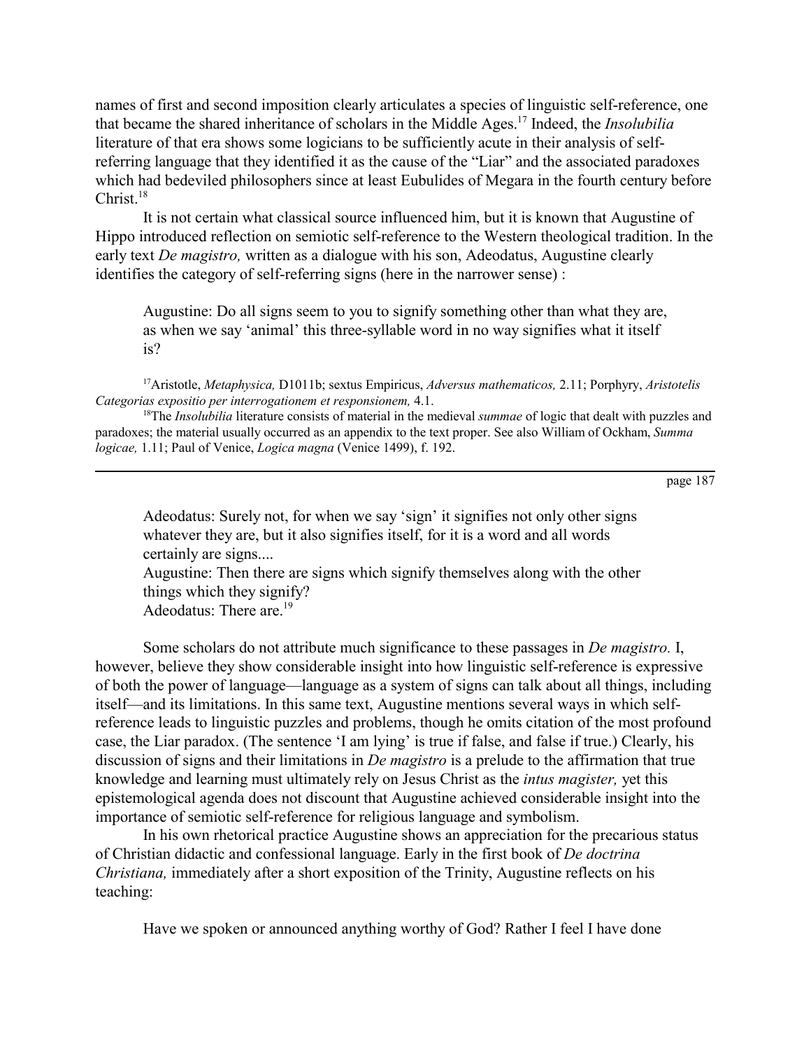names of first and second imposition clearly articulates a species of linguistic self-reference, one that became the shared inheritance of scholars in the Middle Ages.[17] Indeed, the *Insolubilia* literature of that era shows some logicians to be sufficiently acute in their analysis of self-referring language that they identified it as the cause of the "Liar" and the associated paradoxes which had bedeviled philosophers since at least Eubulides of Megara in the fourth century before Christ.[18]

It is not certain what classical source influenced him, but it is known that Augustine of Hippo introduced reflection on semiotic self-reference to the Western theological tradition. In the early text *De magistro,* written as a dialogue with his son, Adeodatus, Augustine clearly identifies the category of self-referring signs (here in the narrower sense) :

> Augustine: Do all signs seem to you to signify something other than what they are, as when we say 'animal' this three-syllable word in no way signifies what it itself is?
>
> Adeodatus: Surely not, for when we say 'sign' it signifies not only other signs whatever they are, but it also signifies itself, for it is a word and all words certainly are signs....
>
> Augustine: Then there are signs which signify themselves along with the other things which they signify?
>
> Adeodatus: There are.[19]

Some scholars do not attribute much significance to these passages in *De magistro.* I, however, believe they show considerable insight into how linguistic self-reference is expressive of both the power of language—language as a system of signs can talk about all things, including itself—and its limitations. In this same text, Augustine mentions several ways in which self-reference leads to linguistic puzzles and problems, though he omits citation of the most profound case, the Liar paradox. (The sentence 'I am lying' is true if false, and false if true.) Clearly, his discussion of signs and their limitations in *De magistro* is a prelude to the affirmation that true knowledge and learning must ultimately rely on Jesus Christ as the *intus magister,* yet this epistemological agenda does not discount that Augustine achieved considerable insight into the importance of semiotic self-reference for religious language and symbolism.

In his own rhetorical practice Augustine shows an appreciation for the precarious status of Christian didactic and confessional language. Early in the first book of *De doctrina Christiana,* immediately after a short exposition of the Trinity, Augustine reflects on his teaching:

> Have we spoken or announced anything worthy of God? Rather I feel I have done

---

[17] Aristotle, *Metaphysica,* D1011b; sextus Empiricus, *Adversus mathematicos,* 2.11; Porphyry, *Aristotelis Categorias expositio per interrogationem et responsionem,* 4.1.

[18] The *Insolubilia* literature consists of material in the medieval *summae* of logic that dealt with puzzles and paradoxes; the material usually occurred as an appendix to the text proper. See also William of Ockham, *Summa logicae,* 1.11; Paul of Venice, *Logica magna* (Venice 1499), f. 192.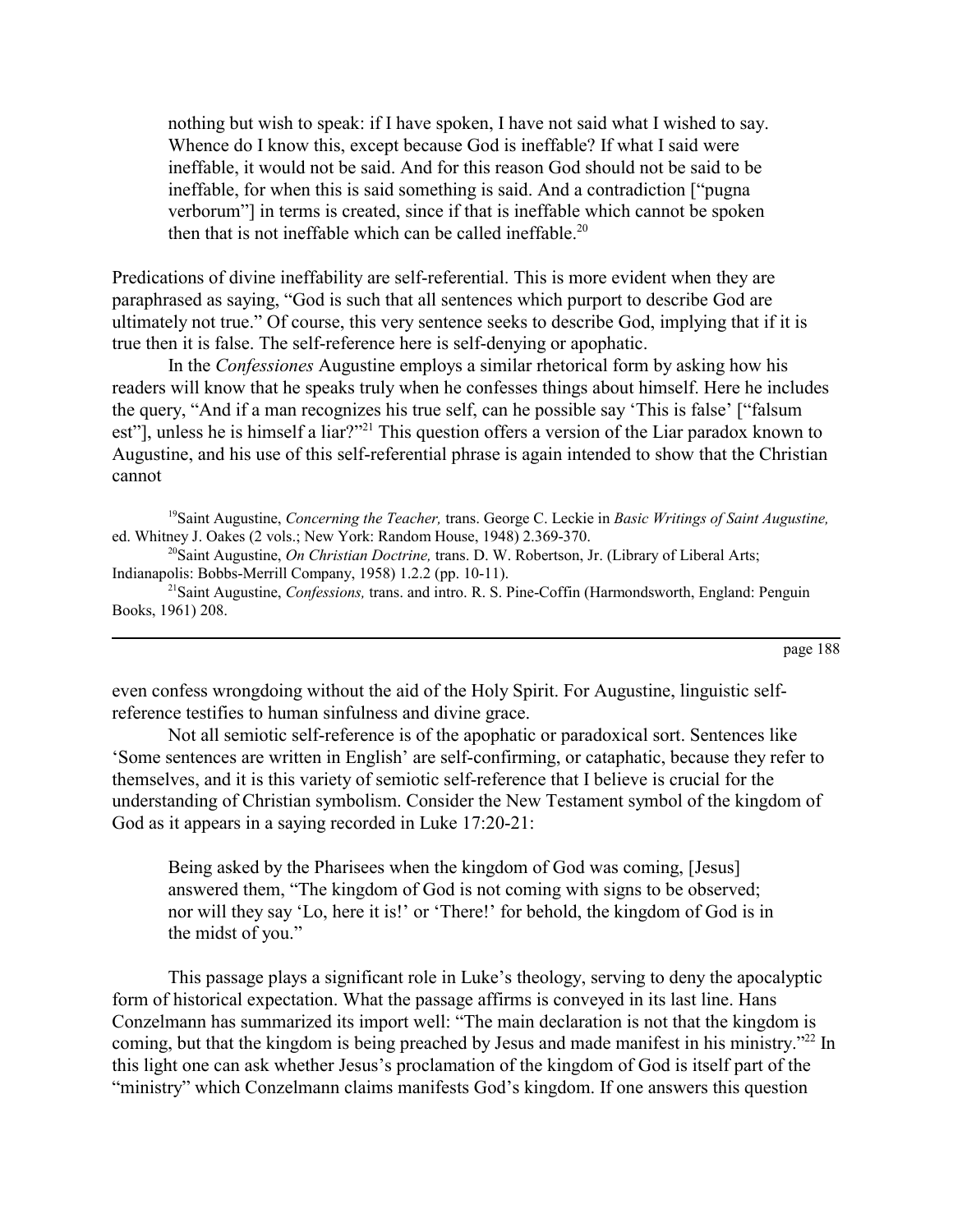> nothing but wish to speak: if I have spoken, I have not said what I wished to say. Whence do I know this, except because God is ineffable? If what I said were ineffable, it would not be said. And for this reason God should not be said to be ineffable, for when this is said something is said. And a contradiction ["pugna verborum"] in terms is created, since if that is ineffable which cannot be spoken then that is not ineffable which can be called ineffable.[20]

Predications of divine ineffability are self-referential. This is more evident when they are paraphrased as saying, "God is such that all sentences which purport to describe God are ultimately not true." Of course, this very sentence seeks to describe God, implying that if it is true then it is false. The self-reference here is self-denying or apophatic.

In the *Confessiones* Augustine employs a similar rhetorical form by asking how his readers will know that he speaks truly when he confesses things about himself. Here he includes the query, "And if a man recognizes his true self, can he possible say 'This is false' ["falsum est"], unless he is himself a liar?"[21] This question offers a version of the Liar paradox known to Augustine, and his use of this self-referential phrase is again intended to show that the Christian cannot even confess wrongdoing without the aid of the Holy Spirit. For Augustine, linguistic self-reference testifies to human sinfulness and divine grace.

[19]Saint Augustine, *Concerning the Teacher,* trans. George C. Leckie in *Basic Writings of Saint Augustine,* ed. Whitney J. Oakes (2 vols.; New York: Random House, 1948) 2.369-370.

[20]Saint Augustine, *On Christian Doctrine,* trans. D. W. Robertson, Jr. (Library of Liberal Arts; Indianapolis: Bobbs-Merrill Company, 1958) 1.2.2 (pp. 10-11).

[21]Saint Augustine, *Confessions,* trans. and intro. R. S. Pine-Coffin (Harmondsworth, England: Penguin Books, 1961) 208.

Not all semiotic self-reference is of the apophatic or paradoxical sort. Sentences like 'Some sentences are written in English' are self-confirming, or cataphatic, because they refer to themselves, and it is this variety of semiotic self-reference that I believe is crucial for the understanding of Christian symbolism. Consider the New Testament symbol of the kingdom of God as it appears in a saying recorded in Luke 17:20-21:

> Being asked by the Pharisees when the kingdom of God was coming, [Jesus] answered them, "The kingdom of God is not coming with signs to be observed; nor will they say 'Lo, here it is!' or 'There!' for behold, the kingdom of God is in the midst of you."

This passage plays a significant role in Luke's theology, serving to deny the apocalyptic form of historical expectation. What the passage affirms is conveyed in its last line. Hans Conzelmann has summarized its import well: "The main declaration is not that the kingdom is coming, but that the kingdom is being preached by Jesus and made manifest in his ministry."[22] In this light one can ask whether Jesus's proclamation of the kingdom of God is itself part of the "ministry" which Conzelmann claims manifests God's kingdom. If one answers this question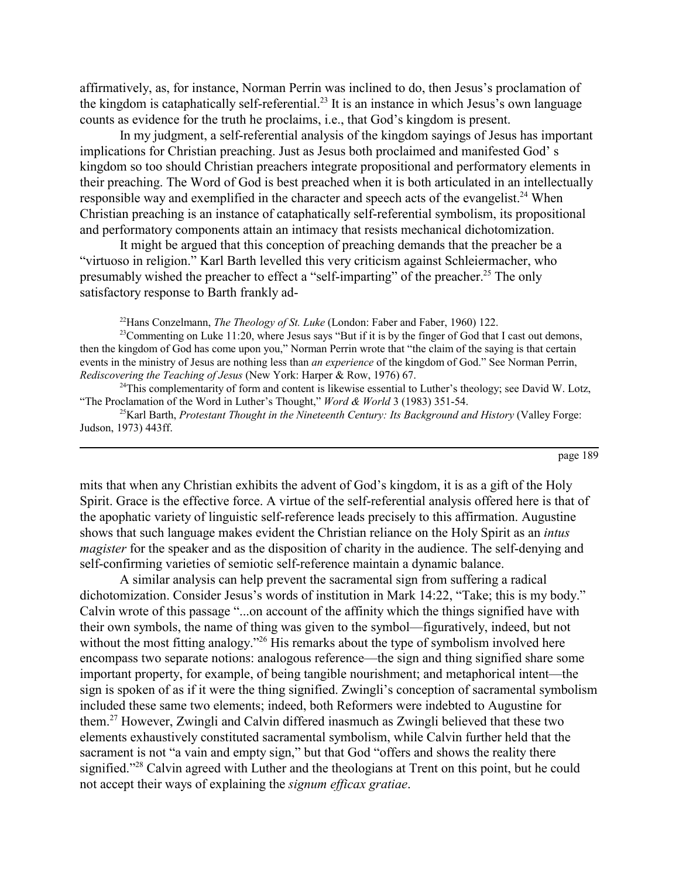affirmatively, as, for instance, Norman Perrin was inclined to do, then Jesus's proclamation of the kingdom is cataphatically self-referential.[23] It is an instance in which Jesus's own language counts as evidence for the truth he proclaims, i.e., that God's kingdom is present.

In my judgment, a self-referential analysis of the kingdom sayings of Jesus has important implications for Christian preaching. Just as Jesus both proclaimed and manifested God' s kingdom so too should Christian preachers integrate propositional and performatory elements in their preaching. The Word of God is best preached when it is both articulated in an intellectually responsible way and exemplified in the character and speech acts of the evangelist.[24] When Christian preaching is an instance of cataphatically self-referential symbolism, its propositional and performatory components attain an intimacy that resists mechanical dichotomization.

It might be argued that this conception of preaching demands that the preacher be a "virtuoso in religion." Karl Barth levelled this very criticism against Schleiermacher, who presumably wished the preacher to effect a "self-imparting" of the preacher.[25] The only satisfactory response to Barth frankly admits that when any Christian exhibits the advent of God's kingdom, it is as a gift of the Holy Spirit. Grace is the effective force. A virtue of the self-referential analysis offered here is that of the apophatic variety of linguistic self-reference leads precisely to this affirmation. Augustine shows that such language makes evident the Christian reliance on the Holy Spirit as an *intus magister* for the speaker and as the disposition of charity in the audience. The self-denying and self-confirming varieties of semiotic self-reference maintain a dynamic balance.

A similar analysis can help prevent the sacramental sign from suffering a radical dichotomization. Consider Jesus's words of institution in Mark 14:22, "Take; this is my body." Calvin wrote of this passage "...on account of the affinity which the things signified have with their own symbols, the name of thing was given to the symbol—figuratively, indeed, but not without the most fitting analogy."[26] His remarks about the type of symbolism involved here encompass two separate notions: analogous reference—the sign and thing signified share some important property, for example, of being tangible nourishment; and metaphorical intent—the sign is spoken of as if it were the thing signified. Zwingli's conception of sacramental symbolism included these same two elements; indeed, both Reformers were indebted to Augustine for them.[27] However, Zwingli and Calvin differed inasmuch as Zwingli believed that these two elements exhaustively constituted sacramental symbolism, while Calvin further held that the sacrament is not "a vain and empty sign," but that God "offers and shows the reality there signified."[28] Calvin agreed with Luther and the theologians at Trent on this point, but he could not accept their ways of explaining the *signum efficax gratiae*.

---

[22] Hans Conzelmann, *The Theology of St. Luke* (London: Faber and Faber, 1960) 122.

[23] Commenting on Luke 11:20, where Jesus says "But if it is by the finger of God that I cast out demons, then the kingdom of God has come upon you," Norman Perrin wrote that "the claim of the saying is that certain events in the ministry of Jesus are nothing less than *an experience* of the kingdom of God." See Norman Perrin, *Rediscovering the Teaching of Jesus* (New York: Harper & Row, 1976) 67.

[24] This complementarity of form and content is likewise essential to Luther's theology; see David W. Lotz, "The Proclamation of the Word in Luther's Thought," *Word & World* 3 (1983) 351-54.

[25] Karl Barth, *Protestant Thought in the Nineteenth Century: Its Background and History* (Valley Forge: Judson, 1973) 443ff.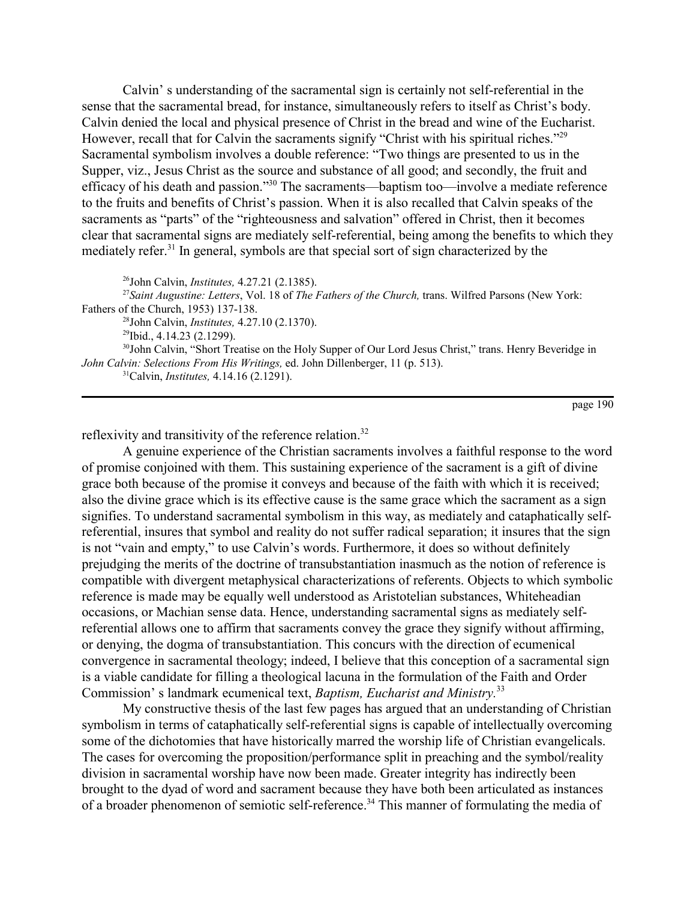Calvin' s understanding of the sacramental sign is certainly not self-referential in the sense that the sacramental bread, for instance, simultaneously refers to itself as Christ's body. Calvin denied the local and physical presence of Christ in the bread and wine of the Eucharist. However, recall that for Calvin the sacraments signify "Christ with his spiritual riches."[29] Sacramental symbolism involves a double reference: "Two things are presented to us in the Supper, viz., Jesus Christ as the source and substance of all good; and secondly, the fruit and efficacy of his death and passion."[30] The sacraments—baptism too—involve a mediate reference to the fruits and benefits of Christ's passion. When it is also recalled that Calvin speaks of the sacraments as "parts" of the "righteousness and salvation" offered in Christ, then it becomes clear that sacramental signs are mediately self-referential, being among the benefits to which they mediately refer.[31] In general, symbols are that special sort of sign characterized by the reflexivity and transitivity of the reference relation.[32]

[26] John Calvin, *Institutes,* 4.27.21 (2.1385).

[27] *Saint Augustine: Letters*, Vol. 18 of *The Fathers of the Church,* trans. Wilfred Parsons (New York: Fathers of the Church, 1953) 137-138.

[28] John Calvin, *Institutes,* 4.27.10 (2.1370).

[29] Ibid., 4.14.23 (2.1299).

[30] John Calvin, "Short Treatise on the Holy Supper of Our Lord Jesus Christ," trans. Henry Beveridge in *John Calvin: Selections From His Writings,* ed. John Dillenberger, 11 (p. 513).

[31] Calvin, *Institutes,* 4.14.16 (2.1291).

A genuine experience of the Christian sacraments involves a faithful response to the word of promise conjoined with them. This sustaining experience of the sacrament is a gift of divine grace both because of the promise it conveys and because of the faith with which it is received; also the divine grace which is its effective cause is the same grace which the sacrament as a sign signifies. To understand sacramental symbolism in this way, as mediately and cataphatically self-referential, insures that symbol and reality do not suffer radical separation; it insures that the sign is not "vain and empty," to use Calvin's words. Furthermore, it does so without definitely prejudging the merits of the doctrine of transubstantiation inasmuch as the notion of reference is compatible with divergent metaphysical characterizations of referents. Objects to which symbolic reference is made may be equally well understood as Aristotelian substances, Whiteheadian occasions, or Machian sense data. Hence, understanding sacramental signs as mediately self-referential allows one to affirm that sacraments convey the grace they signify without affirming, or denying, the dogma of transubstantiation. This concurs with the direction of ecumenical convergence in sacramental theology; indeed, I believe that this conception of a sacramental sign is a viable candidate for filling a theological lacuna in the formulation of the Faith and Order Commission' s landmark ecumenical text, *Baptism, Eucharist and Ministry.*[33]

My constructive thesis of the last few pages has argued that an understanding of Christian symbolism in terms of cataphatically self-referential signs is capable of intellectually overcoming some of the dichotomies that have historically marred the worship life of Christian evangelicals. The cases for overcoming the proposition/performance split in preaching and the symbol/reality division in sacramental worship have now been made. Greater integrity has indirectly been brought to the dyad of word and sacrament because they have both been articulated as instances of a broader phenomenon of semiotic self-reference.[34] This manner of formulating the media of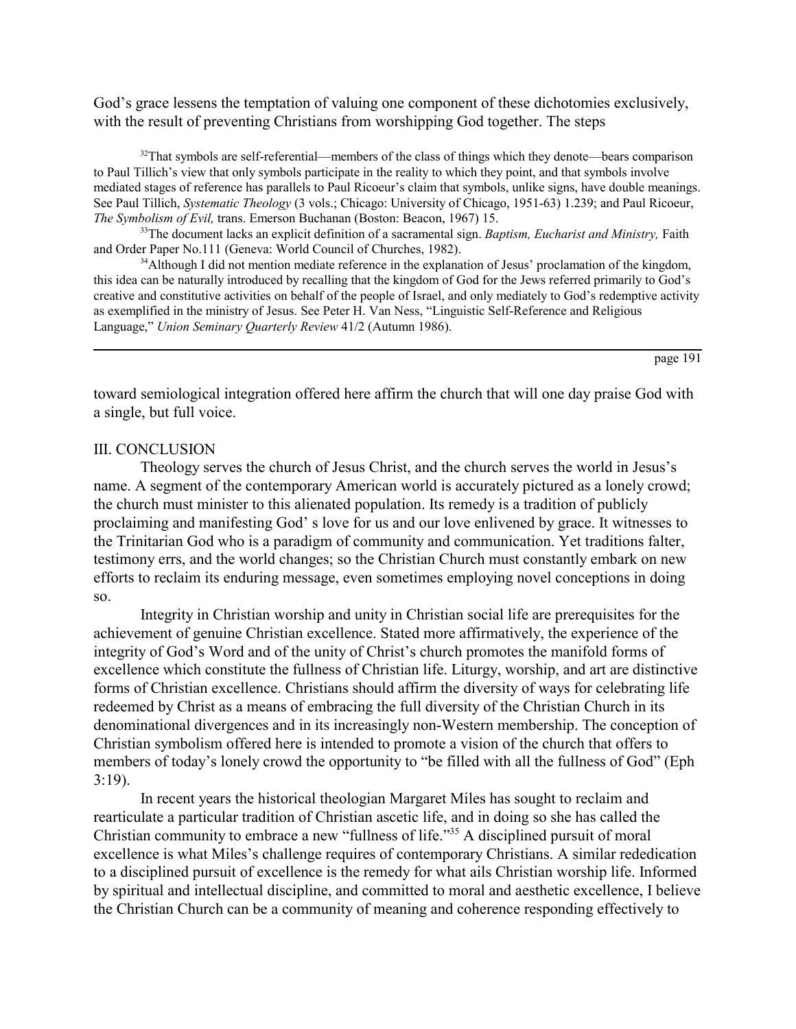God's grace lessens the temptation of valuing one component of these dichotomies exclusively, with the result of preventing Christians from worshipping God together. The steps

[32]That symbols are self-referential—members of the class of things which they denote—bears comparison to Paul Tillich's view that only symbols participate in the reality to which they point, and that symbols involve mediated stages of reference has parallels to Paul Ricoeur's claim that symbols, unlike signs, have double meanings. See Paul Tillich, *Systematic Theology* (3 vols.; Chicago: University of Chicago, 1951-63) 1.239; and Paul Ricoeur, *The Symbolism of Evil,* trans. Emerson Buchanan (Boston: Beacon, 1967) 15.

[33]The document lacks an explicit definition of a sacramental sign. *Baptism, Eucharist and Ministry,* Faith and Order Paper No.111 (Geneva: World Council of Churches, 1982).

[34]Although I did not mention mediate reference in the explanation of Jesus' proclamation of the kingdom, this idea can be naturally introduced by recalling that the kingdom of God for the Jews referred primarily to God's creative and constitutive activities on behalf of the people of Israel, and only mediately to God's redemptive activity as exemplified in the ministry of Jesus. See Peter H. Van Ness, "Linguistic Self-Reference and Religious Language," *Union Seminary Quarterly Review* 41/2 (Autumn 1986).

toward semiological integration offered here affirm the church that will one day praise God with a single, but full voice.

## III. CONCLUSION

Theology serves the church of Jesus Christ, and the church serves the world in Jesus's name. A segment of the contemporary American world is accurately pictured as a lonely crowd; the church must minister to this alienated population. Its remedy is a tradition of publicly proclaiming and manifesting God' s love for us and our love enlivened by grace. It witnesses to the Trinitarian God who is a paradigm of community and communication. Yet traditions falter, testimony errs, and the world changes; so the Christian Church must constantly embark on new efforts to reclaim its enduring message, even sometimes employing novel conceptions in doing so.

Integrity in Christian worship and unity in Christian social life are prerequisites for the achievement of genuine Christian excellence. Stated more affirmatively, the experience of the integrity of God's Word and of the unity of Christ's church promotes the manifold forms of excellence which constitute the fullness of Christian life. Liturgy, worship, and art are distinctive forms of Christian excellence. Christians should affirm the diversity of ways for celebrating life redeemed by Christ as a means of embracing the full diversity of the Christian Church in its denominational divergences and in its increasingly non-Western membership. The conception of Christian symbolism offered here is intended to promote a vision of the church that offers to members of today's lonely crowd the opportunity to "be filled with all the fullness of God" (Eph 3:19).

In recent years the historical theologian Margaret Miles has sought to reclaim and rearticulate a particular tradition of Christian ascetic life, and in doing so she has called the Christian community to embrace a new "fullness of life."[35] A disciplined pursuit of moral excellence is what Miles's challenge requires of contemporary Christians. A similar rededication to a disciplined pursuit of excellence is the remedy for what ails Christian worship life. Informed by spiritual and intellectual discipline, and committed to moral and aesthetic excellence, I believe the Christian Church can be a community of meaning and coherence responding effectively to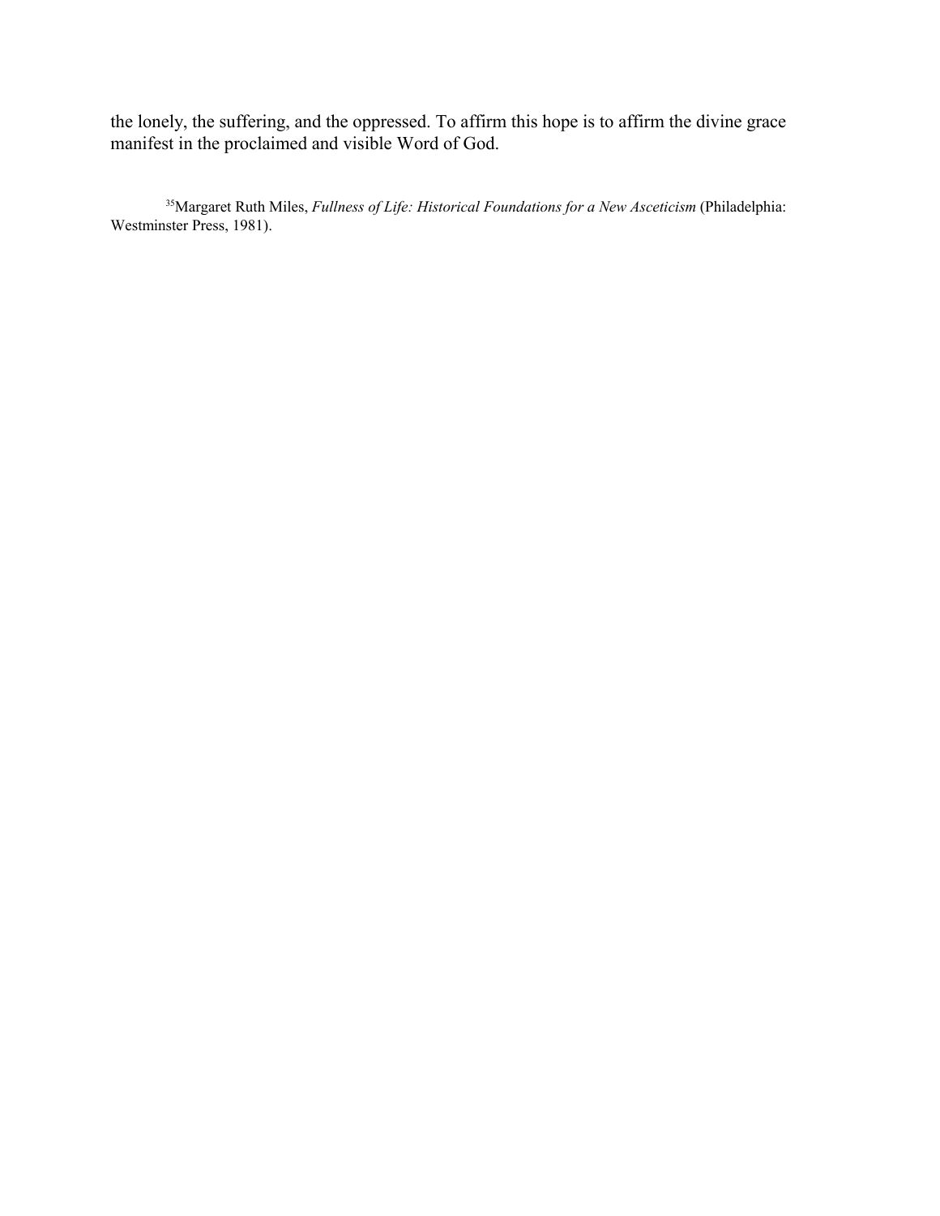the lonely, the suffering, and the oppressed. To affirm this hope is to affirm the divine grace manifest in the proclaimed and visible Word of God.

[35]Margaret Ruth Miles, *Fullness of Life: Historical Foundations for a New Asceticism* (Philadelphia: Westminster Press, 1981).